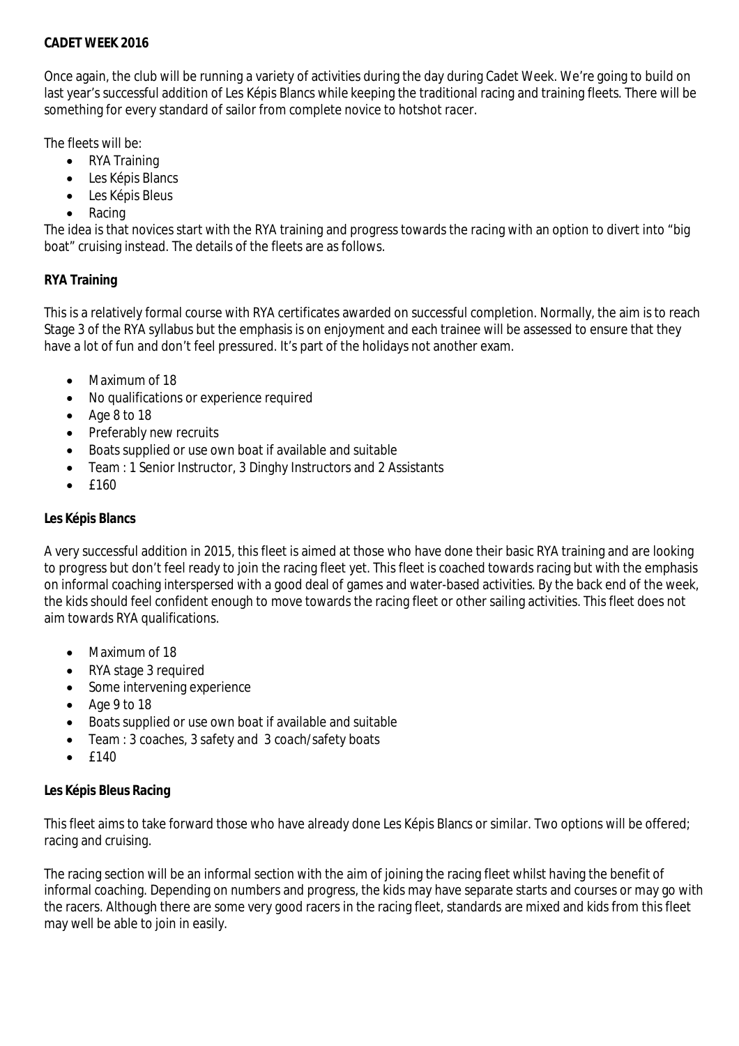**CADET WEEK 2016**

Once again, the club will be running a variety of activities during the day during Cadet Week. We're going to build on last year's successful addition of Les Képis Blancs while keeping the traditional racing and training fleets. There will be something for every standard of sailor from complete novice to hotshot racer.

The fleets will be:

- RYA Training
- Les Képis Blancs
- Les Képis Bleus
- Racing

The idea is that novices start with the RYA training and progress towards the racing with an option to divert into "big boat" cruising instead. The details of the fleets are as follows.

**RYA Training**

This is a relatively formal course with RYA certificates awarded on successful completion. Normally, the aim is to reach Stage 3 of the RYA syllabus but the emphasis is on enjoyment and each trainee will be assessed to ensure that they have a lot of fun and don't feel pressured. It's part of the holidays not another exam.

- Maximum of 18
- No qualifications or experience required
- Age 8 to 18
- Preferably new recruits
- Boats supplied or use own boat if available and suitable
- Team : 1 Senior Instructor, 3 Dinghy Instructors and 2 Assistants
- £160

**Les Képis Blancs**

A very successful addition in 2015, this fleet is aimed at those who have done their basic RYA training and are looking to progress but don't feel ready to join the racing fleet yet. This fleet is coached towards racing but with the emphasis on informal coaching interspersed with a good deal of games and water-based activities. By the back end of the week, the kids should feel confident enough to move towards the racing fleet or other sailing activities. This fleet does not aim towards RYA qualifications.

- Maximum of 18
- RYA stage 3 required
- Some intervening experience
- Age 9 to 18
- Boats supplied or use own boat if available and suitable
- Team : 3 coaches, 3 safety and 3 coach/safety boats
- £140

**Les Képis Bleus Racing**

This fleet aims to take forward those who have already done Les Képis Blancs or similar. Two options will be offered; racing and cruising.

The racing section will be an informal section with the aim of joining the racing fleet whilst having the benefit of informal coaching. Depending on numbers and progress, the kids may have separate starts and courses or may go with the racers. Although there are some very good racers in the racing fleet, standards are mixed and kids from this fleet may well be able to join in easily.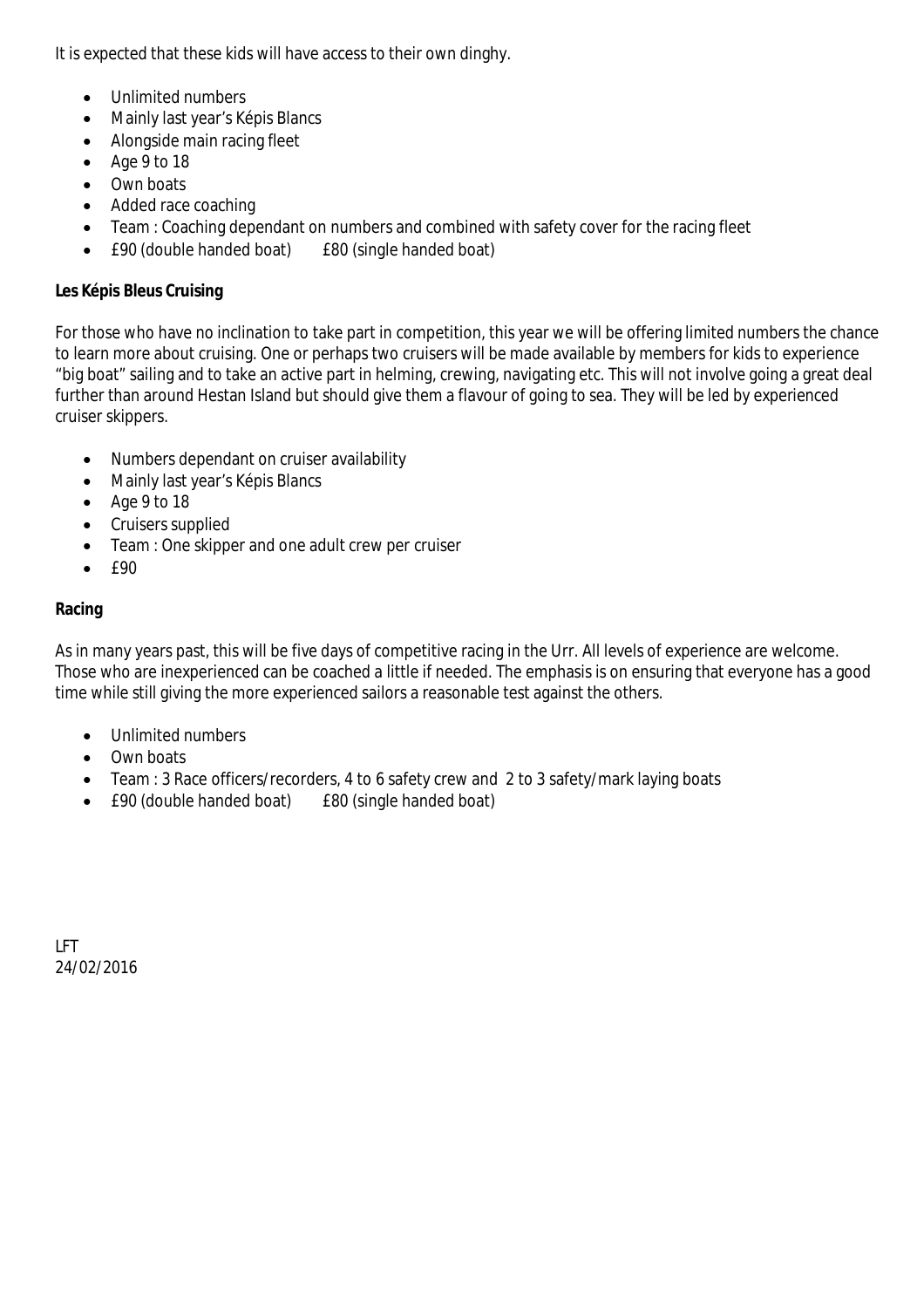It is expected that these kids will have access to their own dinghy.

- Unlimited numbers
- Mainly last year's Képis Blancs
- Alongside main racing fleet
- Age 9 to 18
- Own boats
- Added race coaching
- Team : Coaching dependant on numbers and combined with safety cover for the racing fleet
- £90 (double handed boat)     £80 (single handed boat)

**Les Képis Bleus Cruising**

For those who have no inclination to take part in competition, this year we will be offering limited numbers the chance to learn more about cruising. One or perhaps two cruisers will be made available by members for kids to experience "big boat" sailing and to take an active part in helming, crewing, navigating etc. This will not involve going a great deal further than around Hestan Island but should give them a flavour of going to sea. They will be led by experienced cruiser skippers.

- Numbers dependant on cruiser availability
- Mainly last year's Képis Blancs
- Age 9 to 18
- Cruisers supplied
- Team : One skipper and one adult crew per cruiser
- £90

**Racing**

As in many years past, this will be five days of competitive racing in the Urr. All levels of experience are welcome. Those who are inexperienced can be coached a little if needed. The emphasis is on ensuring that everyone has a good time while still giving the more experienced sailors a reasonable test against the others.

- Unlimited numbers
- Own boats
- Team : 3 Race officers/recorders, 4 to 6 safety crew and 2 to 3 safety/mark laying boats
- £90 (double handed boat)     £80 (single handed boat)

LFT
24/02/2016